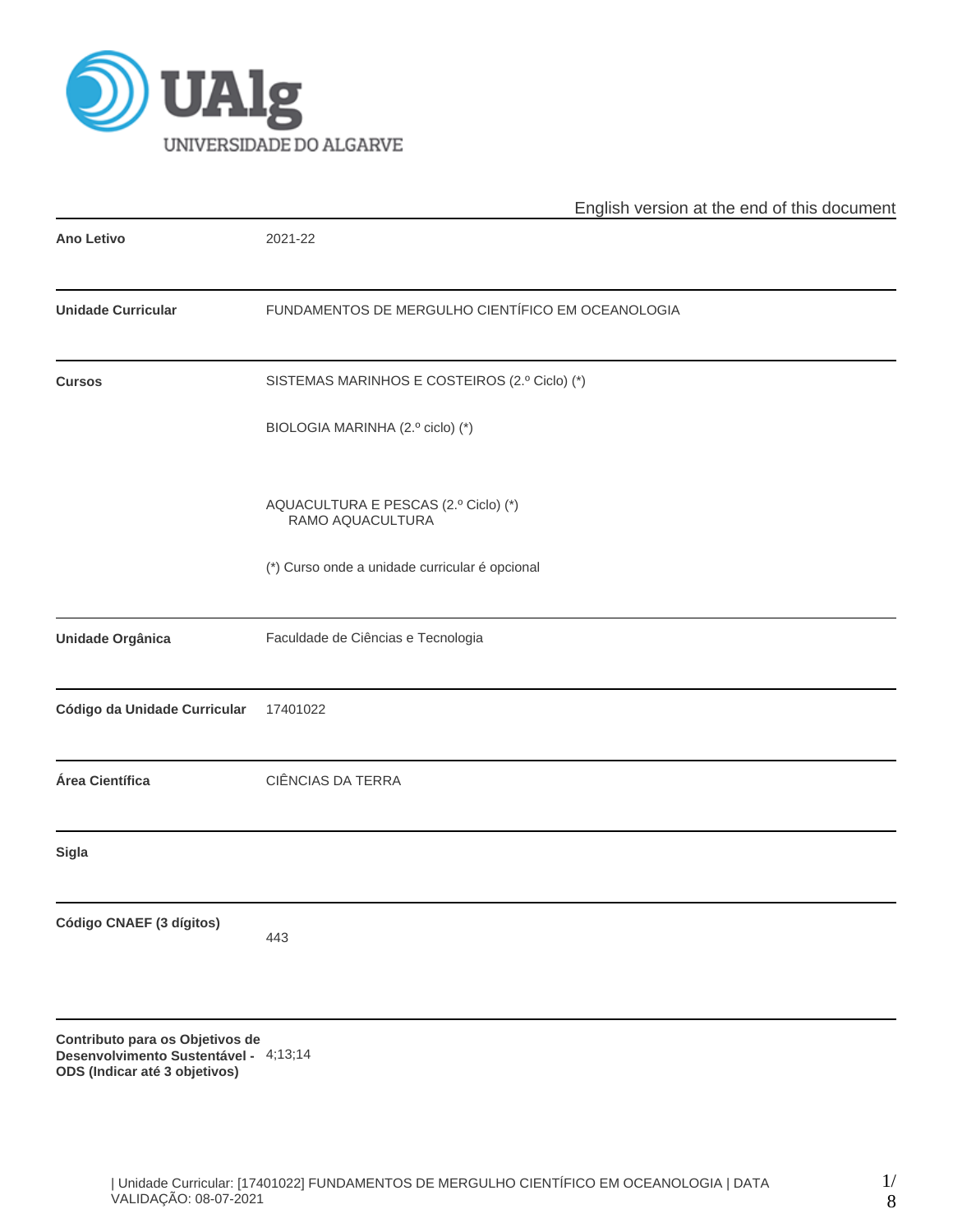UNIVERSIDADE DO ALGARVE

English version at the end of this document

| | |
|---|---|
| **Ano Letivo** | 2021-22 |
| **Unidade Curricular** | FUNDAMENTOS DE MERGULHO CIENTÍFICO EM OCEANOLOGIA |
| **Cursos** | SISTEMAS MARINHOS E COSTEIROS (2.º Ciclo) (*)<br><br>BIOLOGIA MARINHA (2.º ciclo) (*)<br><br>AQUACULTURA E PESCAS (2.º Ciclo) (*)<br>RAMO AQUACULTURA<br><br>(*) Curso onde a unidade curricular é opcional |
| **Unidade Orgânica** | Faculdade de Ciências e Tecnologia |
| **Código da Unidade Curricular** | 17401022 |
| **Área Científica** | CIÊNCIAS DA TERRA |
| **Sigla** | |
| **Código CNAEF (3 dígitos)** | 443 |
| **Contributo para os Objetivos de Desenvolvimento Sustentável - ODS (Indicar até 3 objetivos)** | 4;13;14 |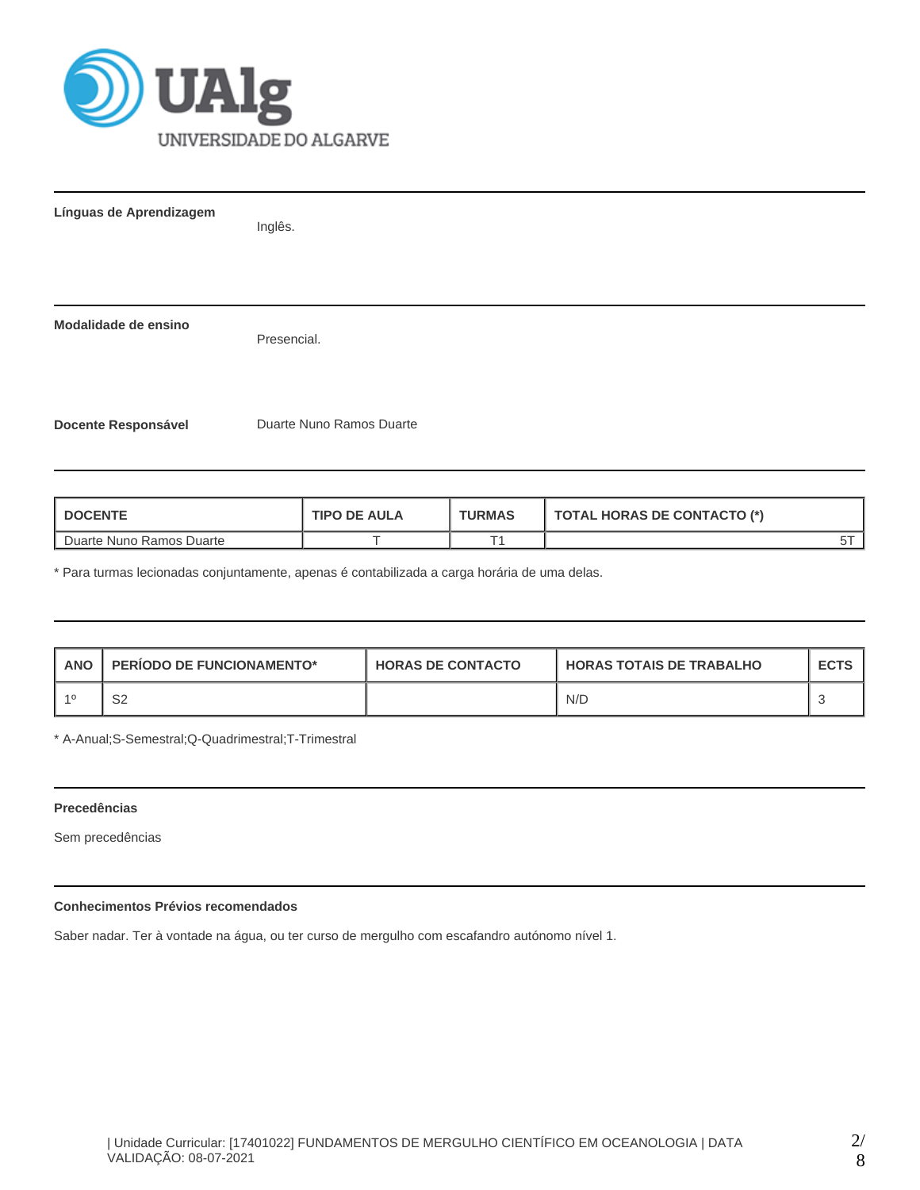**Línguas de Aprendizagem**

Inglês.

**Modalidade de ensino**

Presencial.

**Docente Responsável**

Duarte Nuno Ramos Duarte

| DOCENTE | TIPO DE AULA | TURMAS | TOTAL HORAS DE CONTACTO (*) |
|---|---|---|---|
| Duarte Nuno Ramos Duarte | T | T1 | 5T |

* Para turmas lecionadas conjuntamente, apenas é contabilizada a carga horária de uma delas.

| ANO | PERÍODO DE FUNCIONAMENTO* | HORAS DE CONTACTO | HORAS TOTAIS DE TRABALHO | ECTS |
|---|---|---|---|---|
| 1º | S2 | | N/D | 3 |

* A-Anual;S-Semestral;Q-Quadrimestral;T-Trimestral

**Precedências**

Sem precedências

**Conhecimentos Prévios recomendados**

Saber nadar. Ter à vontade na água, ou ter curso de mergulho com escafandro autónomo nível 1.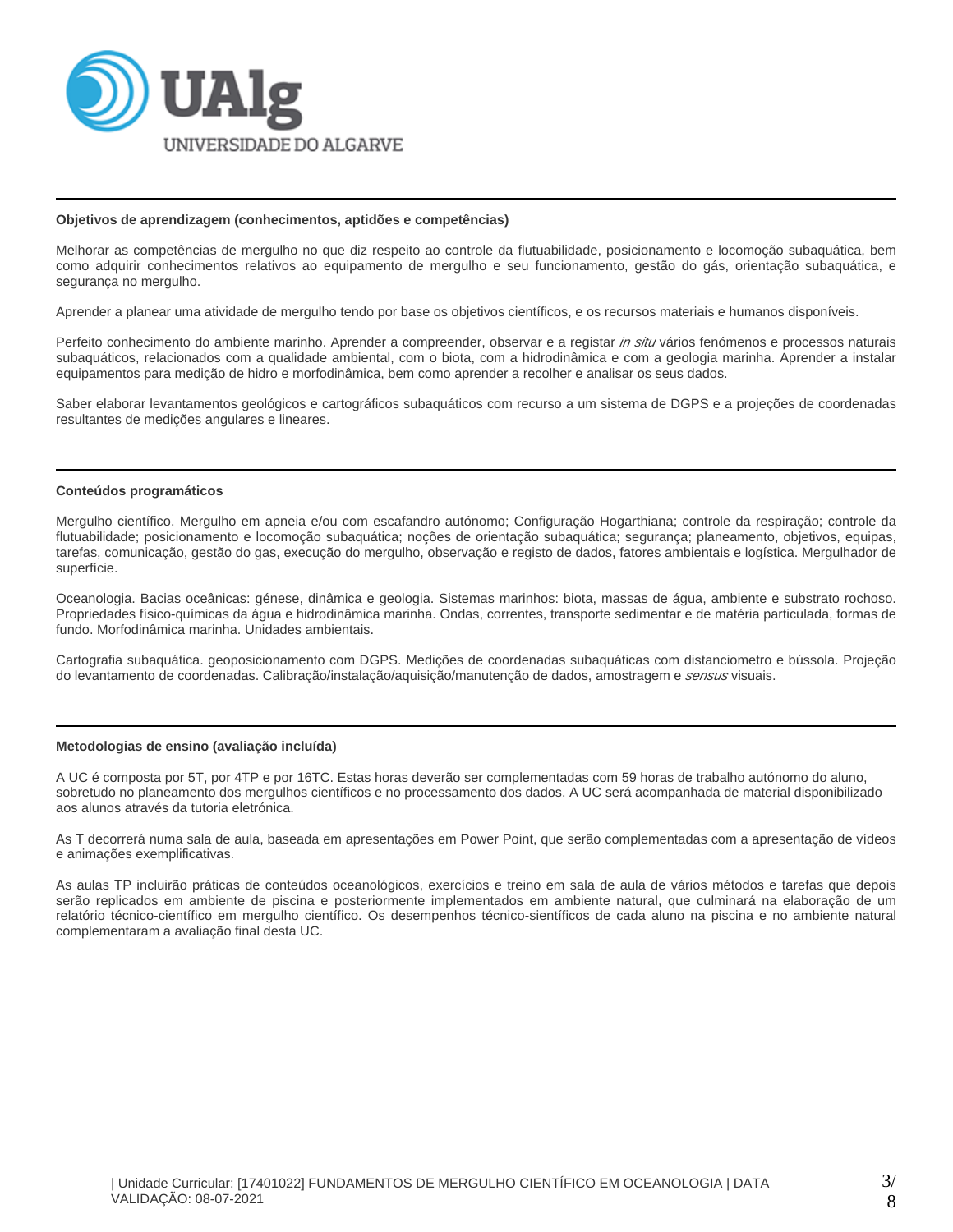**Objetivos de aprendizagem (conhecimentos, aptidões e competências)**

Melhorar as competências de mergulho no que diz respeito ao controle da flutuabilidade, posicionamento e locomoção subaquática, bem como adquirir conhecimentos relativos ao equipamento de mergulho e seu funcionamento, gestão do gás, orientação subaquática, e segurança no mergulho.

Aprender a planear uma atividade de mergulho tendo por base os objetivos científicos, e os recursos materiais e humanos disponíveis.

Perfeito conhecimento do ambiente marinho. Aprender a compreender, observar e a registar *in situ* vários fenómenos e processos naturais subaquáticos, relacionados com a qualidade ambiental, com o biota, com a hidrodinâmica e com a geologia marinha. Aprender a instalar equipamentos para medição de hidro e morfodinâmica, bem como aprender a recolher e analisar os seus dados.

Saber elaborar levantamentos geológicos e cartográficos subaquáticos com recurso a um sistema de DGPS e a projeções de coordenadas resultantes de medições angulares e lineares.

**Conteúdos programáticos**

Mergulho científico. Mergulho em apneia e/ou com escafandro autónomo; Configuração Hogarthiana; controle da respiração; controle da flutuabilidade; posicionamento e locomoção subaquática; noções de orientação subaquática; segurança; planeamento, objetivos, equipas, tarefas, comunicação, gestão do gas, execução do mergulho, observação e registo de dados, fatores ambientais e logística. Mergulhador de superfície.

Oceanologia. Bacias oceânicas: génese, dinâmica e geologia. Sistemas marinhos: biota, massas de água, ambiente e substrato rochoso. Propriedades físico-químicas da água e hidrodinâmica marinha. Ondas, correntes, transporte sedimentar e de matéria particulada, formas de fundo. Morfodinâmica marinha. Unidades ambientais.

Cartografia subaquática. geoposicionamento com DGPS. Medições de coordenadas subaquáticas com distanciometro e bússola. Projeção do levantamento de coordenadas. Calibração/instalação/aquisição/manutenção de dados, amostragem e *sensus* visuais.

**Metodologias de ensino (avaliação incluída)**

A UC é composta por 5T, por 4TP e por 16TC. Estas horas deverão ser complementadas com 59 horas de trabalho autónomo do aluno, sobretudo no planeamento dos mergulhos científicos e no processamento dos dados. A UC será acompanhada de material disponibilizado aos alunos através da tutoria eletrónica.

As T decorrerá numa sala de aula, baseada em apresentações em Power Point, que serão complementadas com a apresentação de vídeos e animações exemplificativas.

As aulas TP incluirão práticas de conteúdos oceanológicos, exercícios e treino em sala de aula de vários métodos e tarefas que depois serão replicados em ambiente de piscina e posteriormente implementados em ambiente natural, que culminará na elaboração de um relatório técnico-científico em mergulho científico. Os desempenhos técnico-sientíficos de cada aluno na piscina e no ambiente natural complementaram a avaliação final desta UC.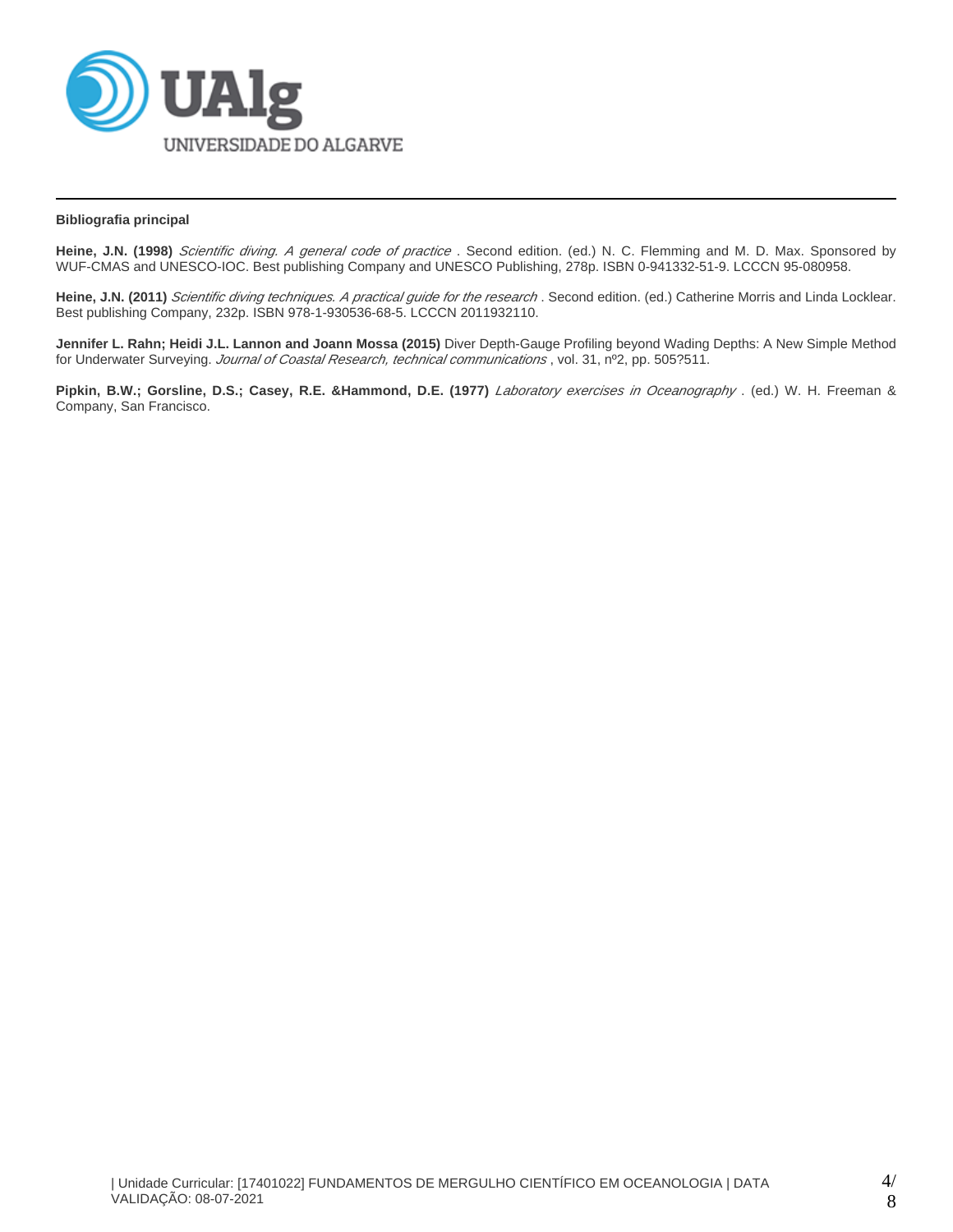**Bibliografia principal**

**Heine, J.N. (1998)** *Scientific diving. A general code of practice* . Second edition. (ed.) N. C. Flemming and M. D. Max. Sponsored by WUF-CMAS and UNESCO-IOC. Best publishing Company and UNESCO Publishing, 278p. ISBN 0-941332-51-9. LCCCN 95-080958.

**Heine, J.N. (2011)** *Scientific diving techniques. A practical guide for the research* . Second edition. (ed.) Catherine Morris and Linda Locklear. Best publishing Company, 232p. ISBN 978-1-930536-68-5. LCCCN 2011932110.

**Jennifer L. Rahn; Heidi J.L. Lannon and Joann Mossa (2015)** Diver Depth-Gauge Profiling beyond Wading Depths: A New Simple Method for Underwater Surveying. *Journal of Coastal Research, technical communications* , vol. 31, nº2, pp. 505?511.

**Pipkin, B.W.; Gorsline, D.S.; Casey, R.E. &Hammond, D.E. (1977)** *Laboratory exercises in Oceanography* . (ed.) W. H. Freeman & Company, San Francisco.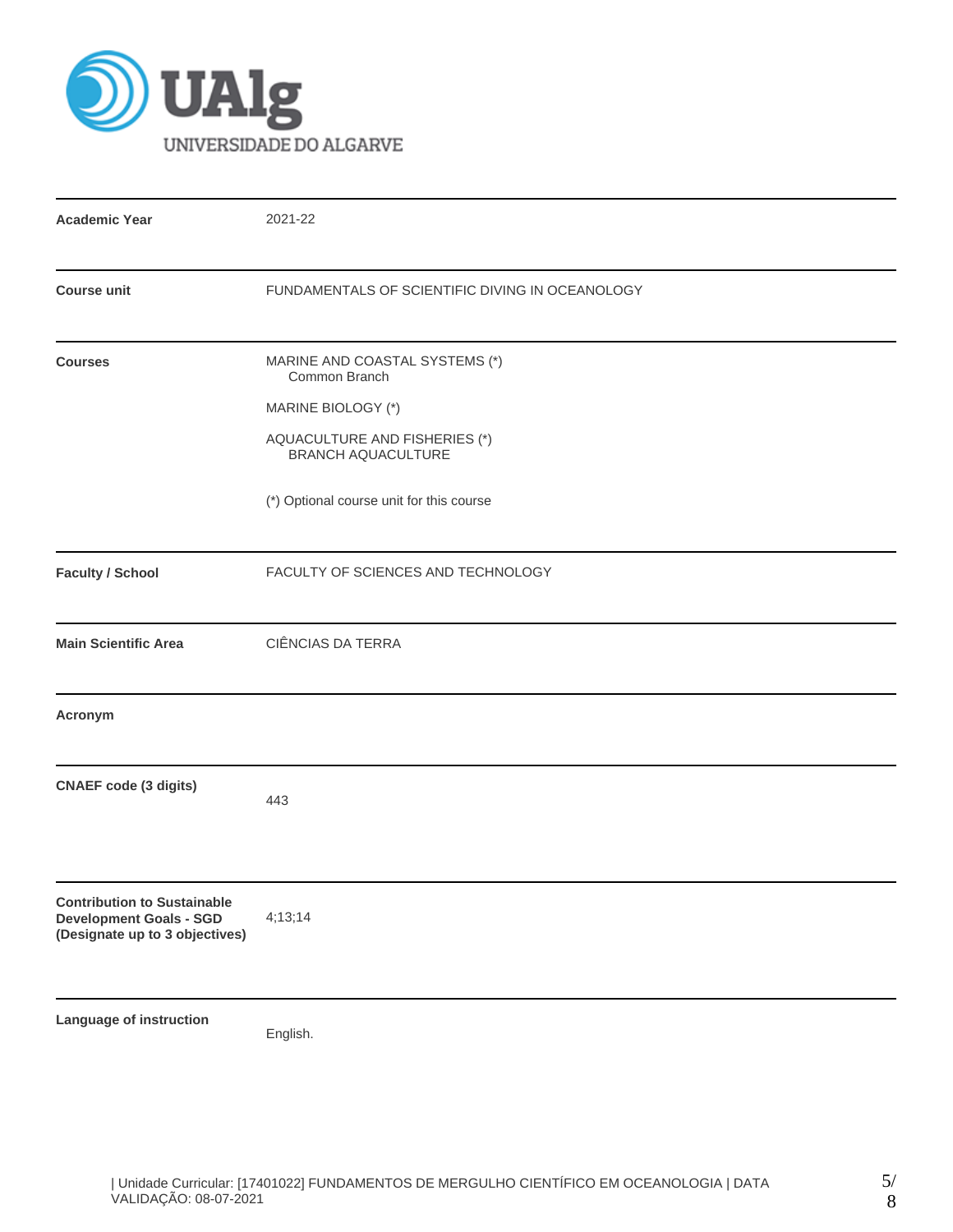| | |
|---|---|
| **Academic Year** | 2021-22 |
| **Course unit** | FUNDAMENTALS OF SCIENTIFIC DIVING IN OCEANOLOGY |
| **Courses** | MARINE AND COASTAL SYSTEMS (*)<br>Common Branch<br><br>MARINE BIOLOGY (*)<br><br>AQUACULTURE AND FISHERIES (*)<br>BRANCH AQUACULTURE<br><br>(*) Optional course unit for this course |
| **Faculty / School** | FACULTY OF SCIENCES AND TECHNOLOGY |
| **Main Scientific Area** | CIÊNCIAS DA TERRA |
| **Acronym** | |
| **CNAEF code (3 digits)** | 443 |
| **Contribution to Sustainable Development Goals - SGD (Designate up to 3 objectives)** | 4;13;14 |
| **Language of instruction** | English. |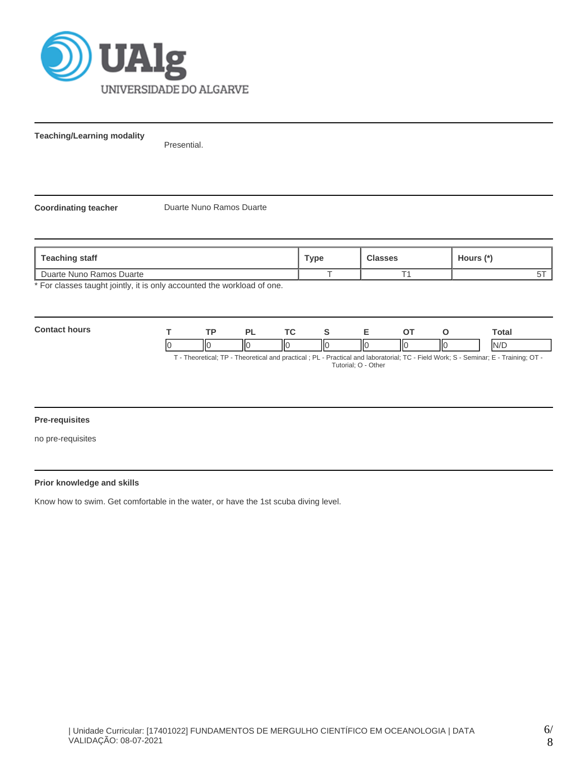**Teaching/Learning modality**

Presential.

**Coordinating teacher**

Duarte Nuno Ramos Duarte

| Teaching staff | Type | Classes | Hours (*) |
|---|---|---|---|
| Duarte Nuno Ramos Duarte | T | T1 | 5T |

* For classes taught jointly, it is only accounted the workload of one.

**Contact hours**

| T | TP | PL | TC | S | E | OT | O | Total |
|---|---|---|---|---|---|---|---|---|
| 0 | 0 | 0 | 0 | 0 | 0 | 0 | 0 | N/D |

T - Theoretical; TP - Theoretical and practical ; PL - Practical and laboratorial; TC - Field Work; S - Seminar; E - Training; OT - Tutorial; O - Other

**Pre-requisites**

no pre-requisites

**Prior knowledge and skills**

Know how to swim. Get comfortable in the water, or have the 1st scuba diving level.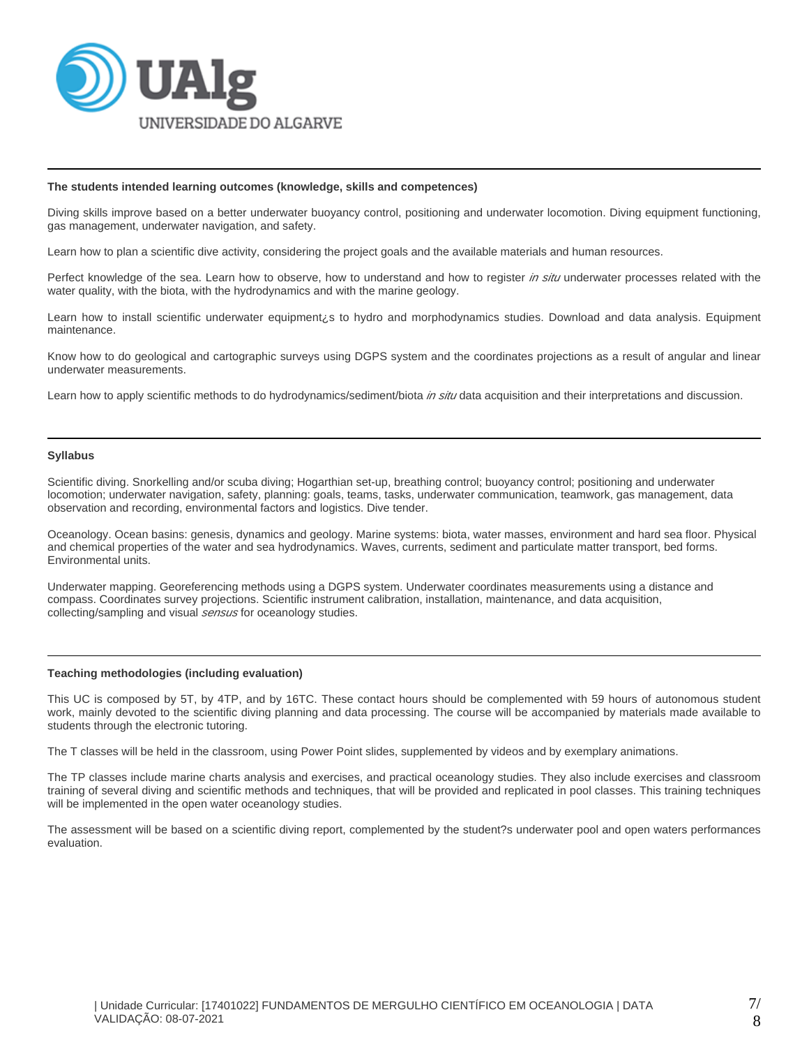**The students intended learning outcomes (knowledge, skills and competences)**

Diving skills improve based on a better underwater buoyancy control, positioning and underwater locomotion. Diving equipment functioning, gas management, underwater navigation, and safety.

Learn how to plan a scientific dive activity, considering the project goals and the available materials and human resources.

Perfect knowledge of the sea. Learn how to observe, how to understand and how to register *in situ* underwater processes related with the water quality, with the biota, with the hydrodynamics and with the marine geology.

Learn how to install scientific underwater equipment¿s to hydro and morphodynamics studies. Download and data analysis. Equipment maintenance.

Know how to do geological and cartographic surveys using DGPS system and the coordinates projections as a result of angular and linear underwater measurements.

Learn how to apply scientific methods to do hydrodynamics/sediment/biota *in situ* data acquisition and their interpretations and discussion.

**Syllabus**

Scientific diving. Snorkelling and/or scuba diving; Hogarthian set-up, breathing control; buoyancy control; positioning and underwater locomotion; underwater navigation, safety, planning: goals, teams, tasks, underwater communication, teamwork, gas management, data observation and recording, environmental factors and logistics. Dive tender.

Oceanology. Ocean basins: genesis, dynamics and geology. Marine systems: biota, water masses, environment and hard sea floor. Physical and chemical properties of the water and sea hydrodynamics. Waves, currents, sediment and particulate matter transport, bed forms. Environmental units.

Underwater mapping. Georeferencing methods using a DGPS system. Underwater coordinates measurements using a distance and compass. Coordinates survey projections. Scientific instrument calibration, installation, maintenance, and data acquisition, collecting/sampling and visual *sensus* for oceanology studies.

**Teaching methodologies (including evaluation)**

This UC is composed by 5T, by 4TP, and by 16TC. These contact hours should be complemented with 59 hours of autonomous student work, mainly devoted to the scientific diving planning and data processing. The course will be accompanied by materials made available to students through the electronic tutoring.

The T classes will be held in the classroom, using Power Point slides, supplemented by videos and by exemplary animations.

The TP classes include marine charts analysis and exercises, and practical oceanology studies. They also include exercises and classroom training of several diving and scientific methods and techniques, that will be provided and replicated in pool classes. This training techniques will be implemented in the open water oceanology studies.

The assessment will be based on a scientific diving report, complemented by the student?s underwater pool and open waters performances evaluation.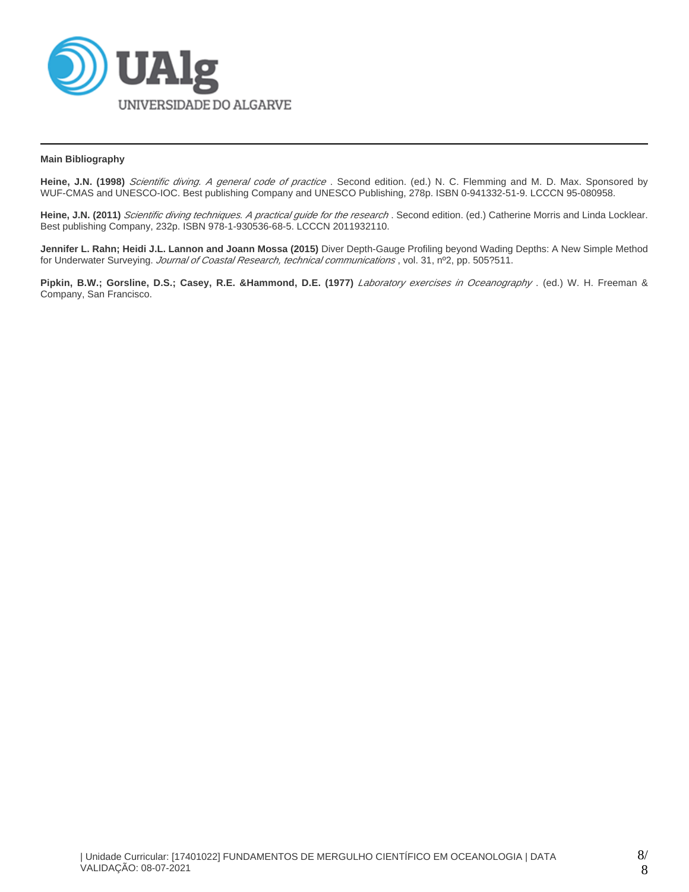**Main Bibliography**

**Heine, J.N. (1998)** *Scientific diving. A general code of practice* . Second edition. (ed.) N. C. Flemming and M. D. Max. Sponsored by WUF-CMAS and UNESCO-IOC. Best publishing Company and UNESCO Publishing, 278p. ISBN 0-941332-51-9. LCCCN 95-080958.

**Heine, J.N. (2011)** *Scientific diving techniques. A practical guide for the research* . Second edition. (ed.) Catherine Morris and Linda Locklear. Best publishing Company, 232p. ISBN 978-1-930536-68-5. LCCCN 2011932110.

**Jennifer L. Rahn; Heidi J.L. Lannon and Joann Mossa (2015)** Diver Depth-Gauge Profiling beyond Wading Depths: A New Simple Method for Underwater Surveying. *Journal of Coastal Research, technical communications* , vol. 31, nº2, pp. 505?511.

**Pipkin, B.W.; Gorsline, D.S.; Casey, R.E. &Hammond, D.E. (1977)** *Laboratory exercises in Oceanography* . (ed.) W. H. Freeman & Company, San Francisco.